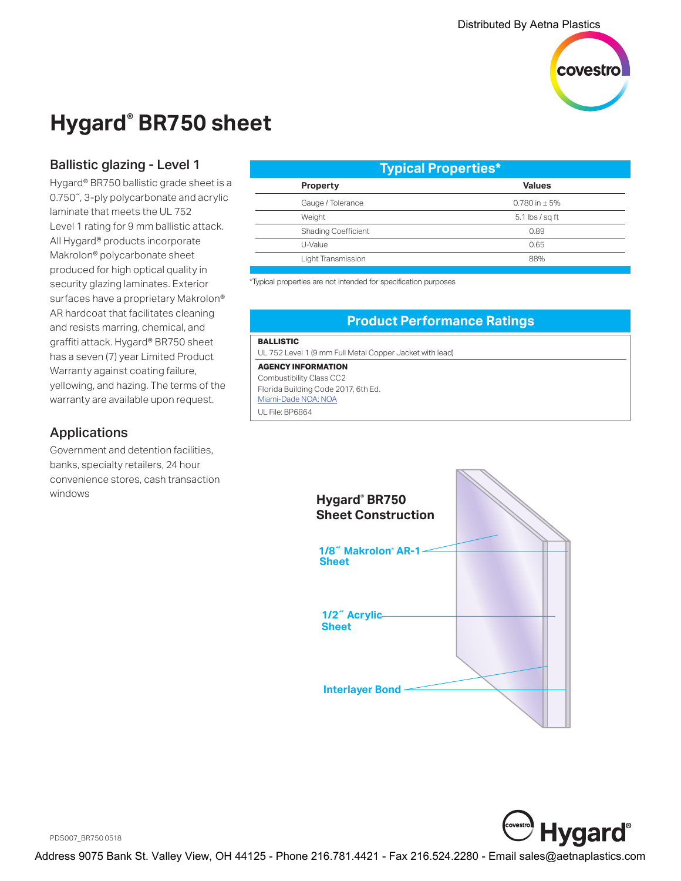Distributed By Aetna Plastics

# Hygard® BR750 sheet

## Ballistic glazing - Level 1

Hygard® BR750 ballistic grade sheet is a 0.750˝, 3-ply polycarbonate and acrylic laminate that meets the UL 752 Level 1 rating for 9 mm ballistic attack. All Hygard® products incorporate Makrolon® polycarbonate sheet produced for high optical quality in security glazing laminates. Exterior surfaces have a proprietary Makrolon® AR hardcoat that facilitates cleaning and resists marring, chemical, and graffiti attack. Hygard® BR750 sheet has a seven (7) year Limited Product Warranty against coating failure, yellowing, and hazing. The terms of the warranty are available upon request.

## Applications

Government and detention facilities, banks, specialty retailers, 24 hour convenience stores, cash transaction windows

## Typical Properties*

| Property | Values |
|---|---|
| Gauge / Tolerance | 0.780 in ± 5% |
| Weight | 5.1 lbs / sq ft |
| Shading Coefficient | 0.89 |
| U-Value | 0.65 |
| Light Transmission | 88% |

*Typical properties are not intended for specification purposes

## Product Performance Ratings

**BALLISTIC**

UL 752 Level 1 (9 mm Full Metal Copper Jacket with lead)

**AGENCY INFORMATION**

Combustibility Class CC2

Florida Building Code 2017, 6th Ed.

Miami-Dade NOA: NOA

UL File: BP6864

**Hygard® BR750 Sheet Construction**

- 1/8˝ Makrolon® AR-1 Sheet
- 1/2˝ Acrylic Sheet
- Interlayer Bond

PDS007_BR750 0518

Address 9075 Bank St. Valley View, OH 44125 - Phone 216.781.4421 - Fax 216.524.2280 - Email sales@aetnaplastics.com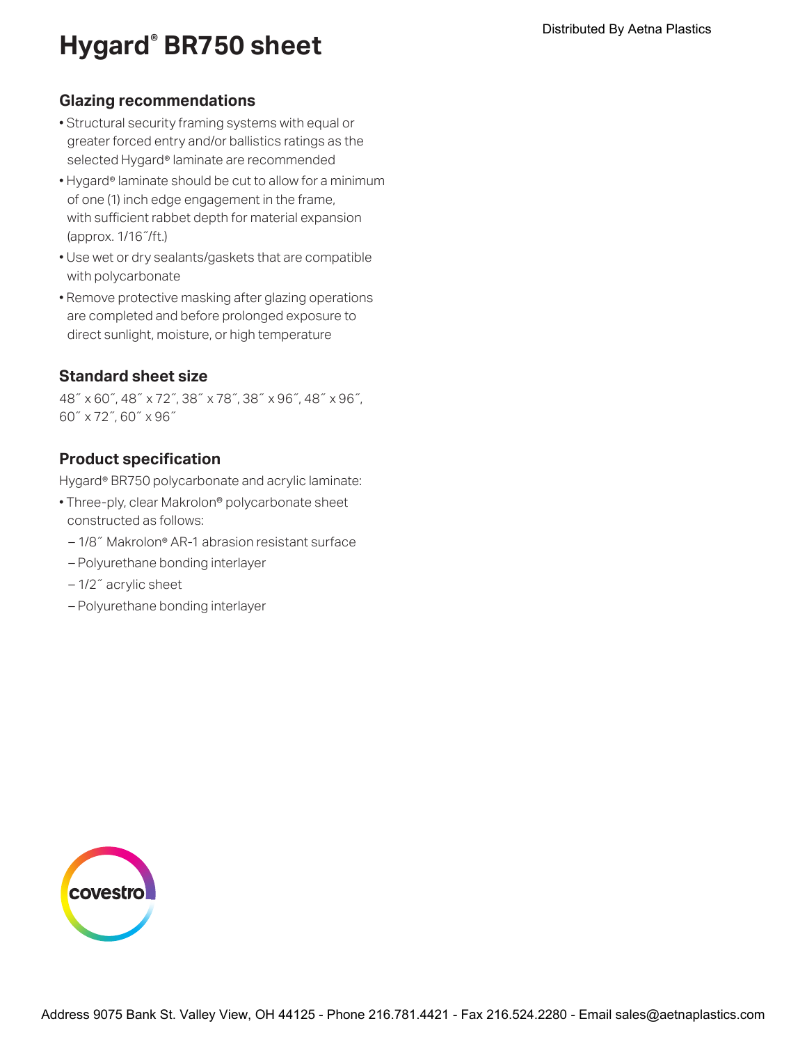# Hygard® BR750 sheet

## Glazing recommendations

- Structural security framing systems with equal or greater forced entry and/or ballistics ratings as the selected Hygard® laminate are recommended
- Hygard® laminate should be cut to allow for a minimum of one (1) inch edge engagement in the frame, with sufficient rabbet depth for material expansion (approx. 1/16″/ft.)
- Use wet or dry sealants/gaskets that are compatible with polycarbonate
- Remove protective masking after glazing operations are completed and before prolonged exposure to direct sunlight, moisture, or high temperature

## Standard sheet size

48″ x 60″, 48″ x 72″, 38″ x 78″, 38″ x 96″, 48″ x 96″, 60″ x 72″, 60″ x 96″

## Product specification

Hygard® BR750 polycarbonate and acrylic laminate:

- Three-ply, clear Makrolon® polycarbonate sheet constructed as follows:
  - 1/8″ Makrolon® AR-1 abrasion resistant surface
  - Polyurethane bonding interlayer
  - 1/2″ acrylic sheet
  - Polyurethane bonding interlayer